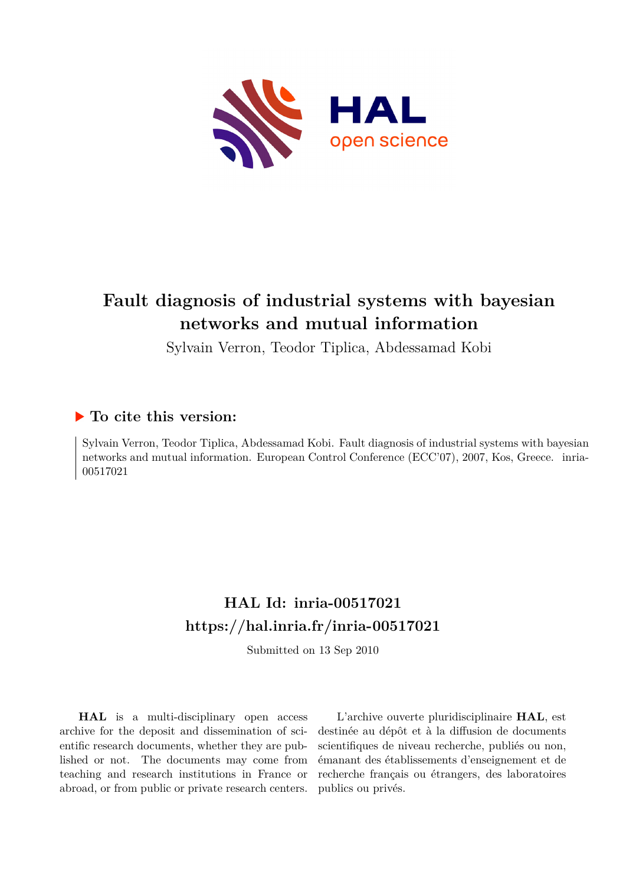# Fault diagnosis of industrial systems with bayesian networks and mutual information

Sylvain Verron, Teodor Tiplica, Abdessamad Kobi

## ▶ To cite this version:

Sylvain Verron, Teodor Tiplica, Abdessamad Kobi. Fault diagnosis of industrial systems with bayesian networks and mutual information. European Control Conference (ECC'07), 2007, Kos, Greece. inria-00517021

## HAL Id: inria-00517021

## https://hal.inria.fr/inria-00517021

Submitted on 13 Sep 2010

**HAL** is a multi-disciplinary open access archive for the deposit and dissemination of scientific research documents, whether they are published or not. The documents may come from teaching and research institutions in France or abroad, or from public or private research centers.

L'archive ouverte pluridisciplinaire **HAL**, est destinée au dépôt et à la diffusion de documents scientifiques de niveau recherche, publiés ou non, émanant des établissements d'enseignement et de recherche français ou étrangers, des laboratoires publics ou privés.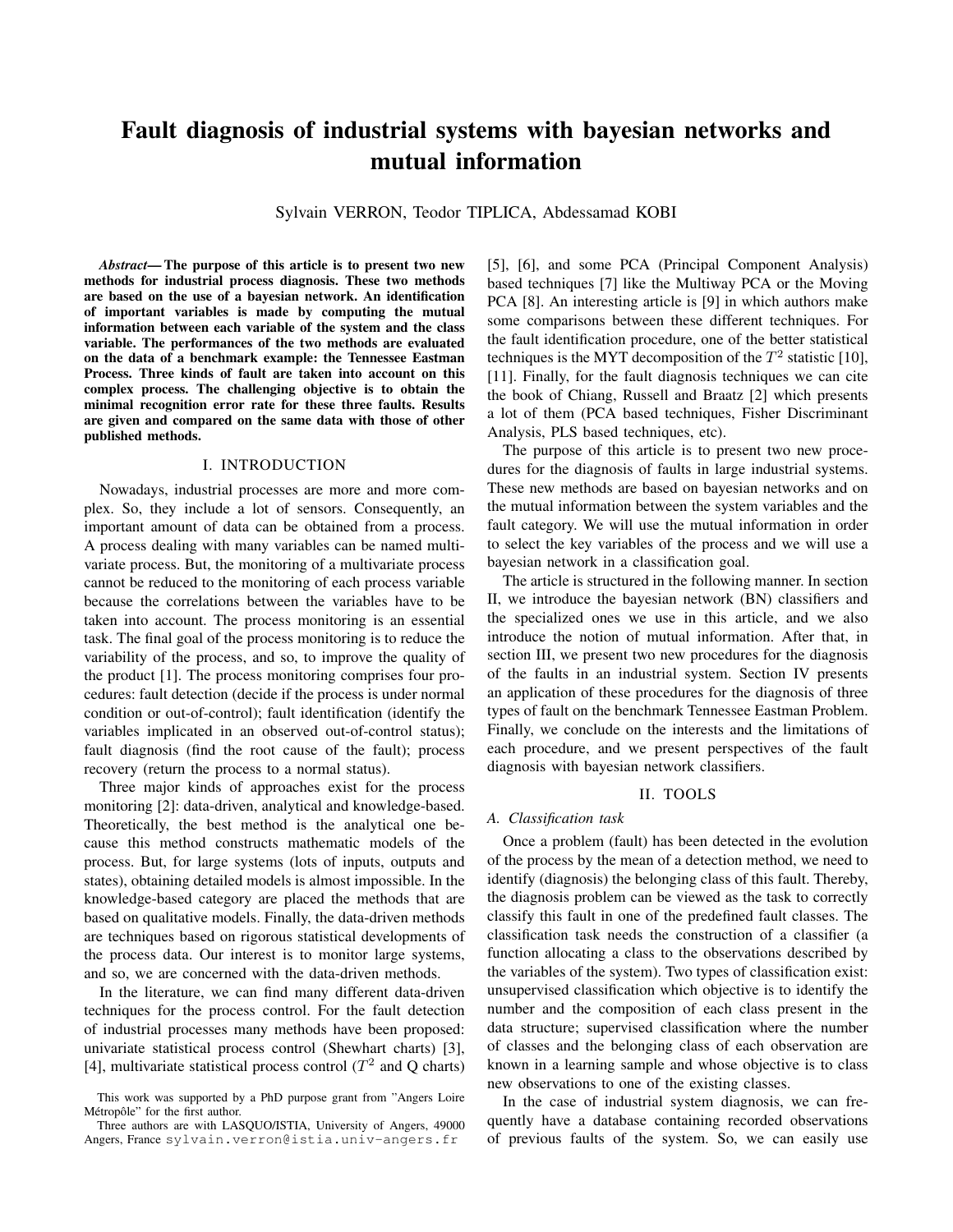# Fault diagnosis of industrial systems with bayesian networks and mutual information

Sylvain VERRON, Teodor TIPLICA, Abdessamad KOBI

***Abstract*— The purpose of this article is to present two new methods for industrial process diagnosis. These two methods are based on the use of a bayesian network. An identification of important variables is made by computing the mutual information between each variable of the system and the class variable. The performances of the two methods are evaluated on the data of a benchmark example: the Tennessee Eastman Process. Three kinds of fault are taken into account on this complex process. The challenging objective is to obtain the minimal recognition error rate for these three faults. Results are given and compared on the same data with those of other published methods.**

## I. INTRODUCTION

Nowadays, industrial processes are more and more complex. So, they include a lot of sensors. Consequently, an important amount of data can be obtained from a process. A process dealing with many variables can be named multivariate process. But, the monitoring of a multivariate process cannot be reduced to the monitoring of each process variable because the correlations between the variables have to be taken into account. The process monitoring is an essential task. The final goal of the process monitoring is to reduce the variability of the process, and so, to improve the quality of the product [1]. The process monitoring comprises four procedures: fault detection (decide if the process is under normal condition or out-of-control); fault identification (identify the variables implicated in an observed out-of-control status); fault diagnosis (find the root cause of the fault); process recovery (return the process to a normal status).

Three major kinds of approaches exist for the process monitoring [2]: data-driven, analytical and knowledge-based. Theoretically, the best method is the analytical one because this method constructs mathematic models of the process. But, for large systems (lots of inputs, outputs and states), obtaining detailed models is almost impossible. In the knowledge-based category are placed the methods that are based on qualitative models. Finally, the data-driven methods are techniques based on rigorous statistical developments of the process data. Our interest is to monitor large systems, and so, we are concerned with the data-driven methods.

In the literature, we can find many different data-driven techniques for the process control. For the fault detection of industrial processes many methods have been proposed: univariate statistical process control (Shewhart charts) [3], [4], multivariate statistical process control ($T^2$ and Q charts) [5], [6], and some PCA (Principal Component Analysis) based techniques [7] like the Multiway PCA or the Moving PCA [8]. An interesting article is [9] in which authors make some comparisons between these different techniques. For the fault identification procedure, one of the better statistical techniques is the MYT decomposition of the $T^2$ statistic [10], [11]. Finally, for the fault diagnosis techniques we can cite the book of Chiang, Russell and Braatz [2] which presents a lot of them (PCA based techniques, Fisher Discriminant Analysis, PLS based techniques, etc).

The purpose of this article is to present two new procedures for the diagnosis of faults in large industrial systems. These new methods are based on bayesian networks and on the mutual information between the system variables and the fault category. We will use the mutual information in order to select the key variables of the process and we will use a bayesian network in a classification goal.

The article is structured in the following manner. In section II, we introduce the bayesian network (BN) classifiers and the specialized ones we use in this article, and we also introduce the notion of mutual information. After that, in section III, we present two new procedures for the diagnosis of the faults in an industrial system. Section IV presents an application of these procedures for the diagnosis of three types of fault on the benchmark Tennessee Eastman Problem. Finally, we conclude on the interests and the limitations of each procedure, and we present perspectives of the fault diagnosis with bayesian network classifiers.

## II. TOOLS

### A. Classification task

Once a problem (fault) has been detected in the evolution of the process by the mean of a detection method, we need to identify (diagnosis) the belonging class of this fault. Thereby, the diagnosis problem can be viewed as the task to correctly classify this fault in one of the predefined fault classes. The classification task needs the construction of a classifier (a function allocating a class to the observations described by the variables of the system). Two types of classification exist: unsupervised classification which objective is to identify the number and the composition of each class present in the data structure; supervised classification where the number of classes and the belonging class of each observation are known in a learning sample and whose objective is to class new observations to one of the existing classes.

In the case of industrial system diagnosis, we can frequently have a database containing recorded observations of previous faults of the system. So, we can easily use

This work was supported by a PhD purpose grant from "Angers Loire Métropôle" for the first author.

Three authors are with LASQUO/ISTIA, University of Angers, 49000 Angers, France sylvain.verron@istia.univ-angers.fr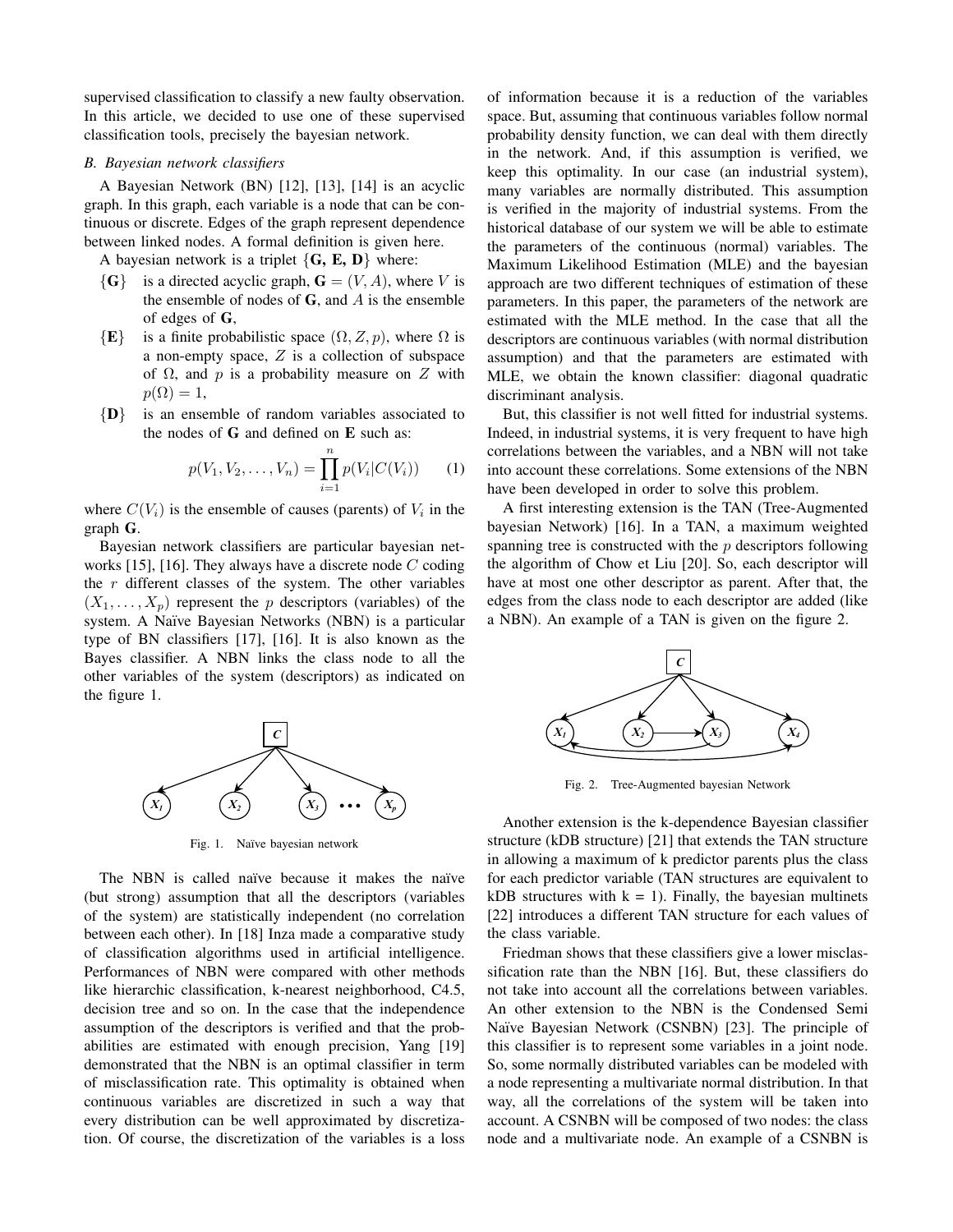supervised classification to classify a new faulty observation. In this article, we decided to use one of these supervised classification tools, precisely the bayesian network.

### B. Bayesian network classifiers

A Bayesian Network (BN) [12], [13], [14] is an acyclic graph. In this graph, each variable is a node that can be continuous or discrete. Edges of the graph represent dependence between linked nodes. A formal definition is given here.

A bayesian network is a triplet $\{\mathbf{G}, \mathbf{E}, \mathbf{D}\}$ where:

- $\{\mathbf{G}\}$ is a directed acyclic graph, $\mathbf{G} = (V, A)$, where $V$ is the ensemble of nodes of $\mathbf{G}$, and $A$ is the ensemble of edges of $\mathbf{G}$,
- $\{\mathbf{E}\}$ is a finite probabilistic space $(\Omega, Z, p)$, where $\Omega$ is a non-empty space, $Z$ is a collection of subspace of $\Omega$, and $p$ is a probability measure on $Z$ with $p(\Omega) = 1$,
- $\{\mathbf{D}\}$ is an ensemble of random variables associated to the nodes of $\mathbf{G}$ and defined on $\mathbf{E}$ such as:

$$p(V_1, V_2, \ldots, V_n) = \prod_{i=1}^{n} p(V_i | C(V_i)) \quad (1)$$

where $C(V_i)$ is the ensemble of causes (parents) of $V_i$ in the graph $\mathbf{G}$.

Bayesian network classifiers are particular bayesian networks [15], [16]. They always have a discrete node $C$ coding the $r$ different classes of the system. The other variables $(X_1, \ldots, X_p)$ represent the $p$ descriptors (variables) of the system. A Naïve Bayesian Networks (NBN) is a particular type of BN classifiers [17], [16]. It is also known as the Bayes classifier. A NBN links the class node to all the other variables of the system (descriptors) as indicated on the figure 1.

C
X1 X2 X3 ••• Xp

Fig. 1. Naïve bayesian network

The NBN is called naïve because it makes the naïve (but strong) assumption that all the descriptors (variables of the system) are statistically independent (no correlation between each other). In [18] Inza made a comparative study of classification algorithms used in artificial intelligence. Performances of NBN were compared with other methods like hierarchic classification, k-nearest neighborhood, C4.5, decision tree and so on. In the case that the independence assumption of the descriptors is verified and that the probabilities are estimated with enough precision, Yang [19] demonstrated that the NBN is an optimal classifier in term of misclassification rate. This optimality is obtained when continuous variables are discretized in such a way that every distribution can be well approximated by discretization. Of course, the discretization of the variables is a loss of information because it is a reduction of the variables space. But, assuming that continuous variables follow normal probability density function, we can deal with them directly in the network. And, if this assumption is verified, we keep this optimality. In our case (an industrial system), many variables are normally distributed. This assumption is verified in the majority of industrial systems. From the historical database of our system we will be able to estimate the parameters of the continuous (normal) variables. The Maximum Likelihood Estimation (MLE) and the bayesian approach are two different techniques of estimation of these parameters. In this paper, the parameters of the network are estimated with the MLE method. In the case that all the descriptors are continuous variables (with normal distribution assumption) and that the parameters are estimated with MLE, we obtain the known classifier: diagonal quadratic discriminant analysis.

But, this classifier is not well fitted for industrial systems. Indeed, in industrial systems, it is very frequent to have high correlations between the variables, and a NBN will not take into account these correlations. Some extensions of the NBN have been developed in order to solve this problem.

A first interesting extension is the TAN (Tree-Augmented bayesian Network) [16]. In a TAN, a maximum weighted spanning tree is constructed with the $p$ descriptors following the algorithm of Chow et Liu [20]. So, each descriptor will have at most one other descriptor as parent. After that, the edges from the class node to each descriptor are added (like a NBN). An example of a TAN is given on the figure 2.

C
X1 X2 X3 X4

Fig. 2. Tree-Augmented bayesian Network

Another extension is the k-dependence Bayesian classifier structure (kDB structure) [21] that extends the TAN structure in allowing a maximum of k predictor parents plus the class for each predictor variable (TAN structures are equivalent to kDB structures with k = 1). Finally, the bayesian multinets [22] introduces a different TAN structure for each values of the class variable.

Friedman shows that these classifiers give a lower misclassification rate than the NBN [16]. But, these classifiers do not take into account all the correlations between variables. An other extension to the NBN is the Condensed Semi Naïve Bayesian Network (CSNBN) [23]. The principle of this classifier is to represent some variables in a joint node. So, some normally distributed variables can be modeled with a node representing a multivariate normal distribution. In that way, all the correlations of the system will be taken into account. A CSNBN will be composed of two nodes: the class node and a multivariate node. An example of a CSNBN is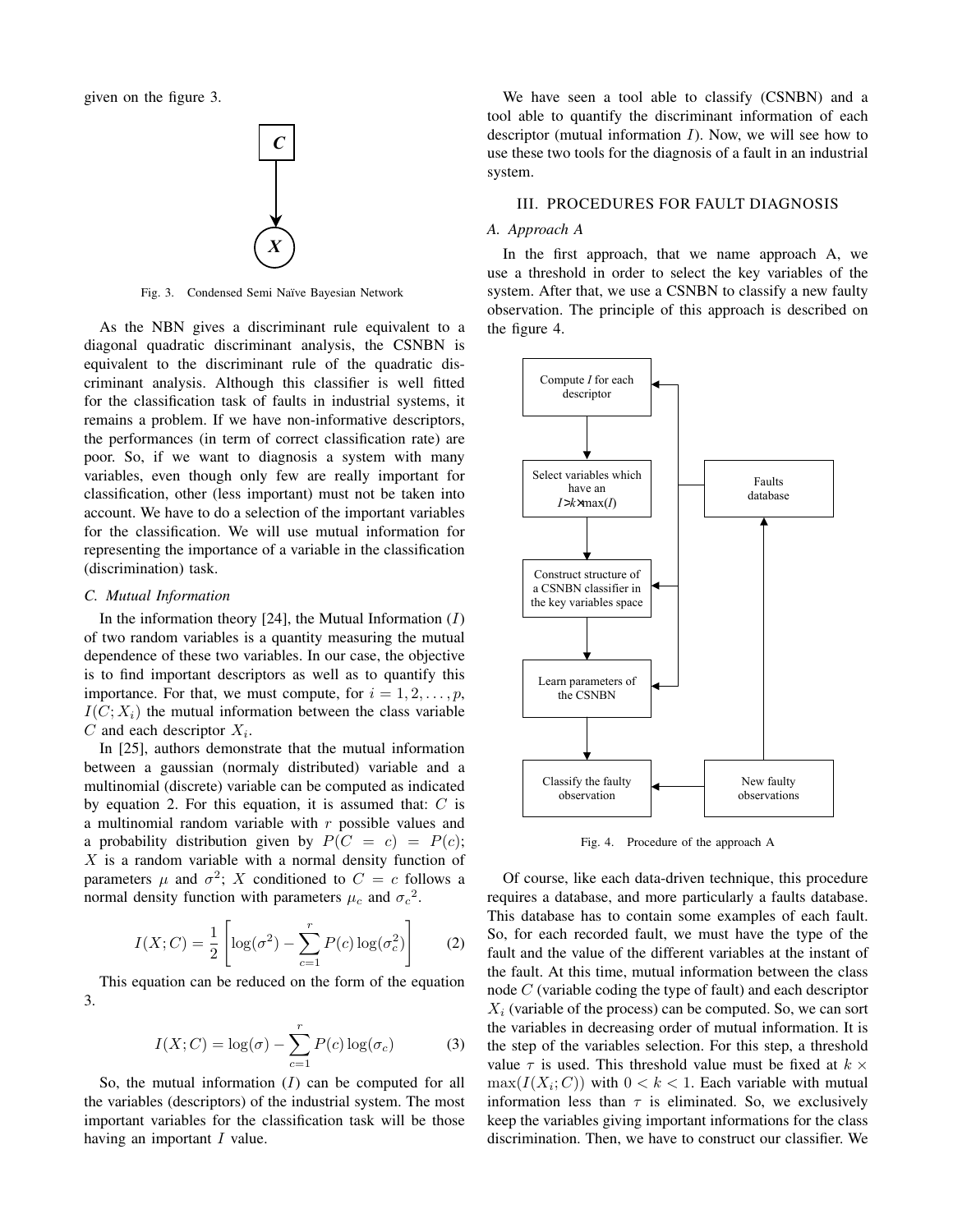given on the figure 3.

Fig. 3. Condensed Semi Naïve Bayesian Network

As the NBN gives a discriminant rule equivalent to a diagonal quadratic discriminant analysis, the CSNBN is equivalent to the discriminant rule of the quadratic discriminant analysis. Although this classifier is well fitted for the classification task of faults in industrial systems, it remains a problem. If we have non-informative descriptors, the performances (in term of correct classification rate) are poor. So, if we want to diagnosis a system with many variables, even though only few are really important for classification, other (less important) must not be taken into account. We have to do a selection of the important variables for the classification. We will use mutual information for representing the importance of a variable in the classification (discrimination) task.

### C. Mutual Information

In the information theory [24], the Mutual Information ($I$) of two random variables is a quantity measuring the mutual dependence of these two variables. In our case, the objective is to find important descriptors as well as to quantify this importance. For that, we must compute, for $i = 1, 2, \ldots, p$, $I(C; X_i)$ the mutual information between the class variable $C$ and each descriptor $X_i$.

In [25], authors demonstrate that the mutual information between a gaussian (normaly distributed) variable and a multinomial (discrete) variable can be computed as indicated by equation 2. For this equation, it is assumed that: $C$ is a multinomial random variable with $r$ possible values and a probability distribution given by $P(C = c) = P(c)$; $X$ is a random variable with a normal density function of parameters $\mu$ and $\sigma^2$; $X$ conditioned to $C = c$ follows a normal density function with parameters $\mu_c$ and ${\sigma_c}^2$.

$$I(X; C) = \frac{1}{2}\left[\log(\sigma^2) - \sum_{c=1}^{r} P(c)\log(\sigma_c^2)\right] \qquad (2)$$

This equation can be reduced on the form of the equation 3.

$$I(X; C) = \log(\sigma) - \sum_{c=1}^{r} P(c)\log(\sigma_c) \qquad (3)$$

So, the mutual information ($I$) can be computed for all the variables (descriptors) of the industrial system. The most important variables for the classification task will be those having an important $I$ value.

We have seen a tool able to classify (CSNBN) and a tool able to quantify the discriminant information of each descriptor (mutual information $I$). Now, we will see how to use these two tools for the diagnosis of a fault in an industrial system.

## III. PROCEDURES FOR FAULT DIAGNOSIS

### A. Approach A

In the first approach, that we name approach A, we use a threshold in order to select the key variables of the system. After that, we use a CSNBN to classify a new faulty observation. The principle of this approach is described on the figure 4.

Fig. 4. Procedure of the approach A

Of course, like each data-driven technique, this procedure requires a database, and more particularly a faults database. This database has to contain some examples of each fault. So, for each recorded fault, we must have the type of the fault and the value of the different variables at the instant of the fault. At this time, mutual information between the class node $C$ (variable coding the type of fault) and each descriptor $X_i$ (variable of the process) can be computed. So, we can sort the variables in decreasing order of mutual information. It is the step of the variables selection. For this step, a threshold value $\tau$ is used. This threshold value must be fixed at $k \times \max(I(X_i; C))$ with $0 < k < 1$. Each variable with mutual information less than $\tau$ is eliminated. So, we exclusively keep the variables giving important informations for the class discrimination. Then, we have to construct our classifier. We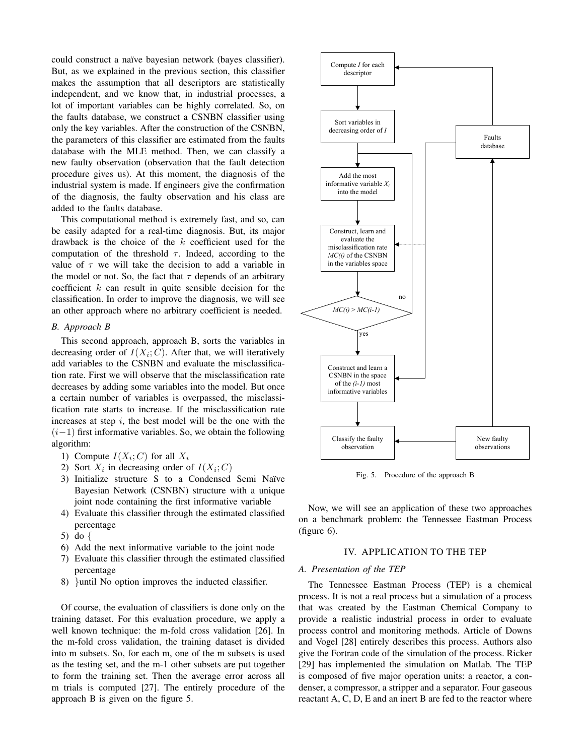could construct a naïve bayesian network (bayes classifier). But, as we explained in the previous section, this classifier makes the assumption that all descriptors are statistically independent, and we know that, in industrial processes, a lot of important variables can be highly correlated. So, on the faults database, we construct a CSNBN classifier using only the key variables. After the construction of the CSNBN, the parameters of this classifier are estimated from the faults database with the MLE method. Then, we can classify a new faulty observation (observation that the fault detection procedure gives us). At this moment, the diagnosis of the industrial system is made. If engineers give the confirmation of the diagnosis, the faulty observation and his class are added to the faults database.

This computational method is extremely fast, and so, can be easily adapted for a real-time diagnosis. But, its major drawback is the choice of the $k$ coefficient used for the computation of the threshold $\tau$. Indeed, according to the value of $\tau$ we will take the decision to add a variable in the model or not. So, the fact that $\tau$ depends of an arbitrary coefficient $k$ can result in quite sensible decision for the classification. In order to improve the diagnosis, we will see an other approach where no arbitrary coefficient is needed.

### B. Approach B

This second approach, approach B, sorts the variables in decreasing order of $I(X_i;C)$. After that, we will iteratively add variables to the CSNBN and evaluate the misclassification rate. First we will observe that the misclassification rate decreases by adding some variables into the model. But once a certain number of variables is overpassed, the misclassification rate starts to increase. If the misclassification rate increases at step $i$, the best model will be the one with the $(i-1)$ first informative variables. So, we obtain the following algorithm:

1) Compute $I(X_i;C)$ for all $X_i$
2) Sort $X_i$ in decreasing order of $I(X_i;C)$
3) Initialize structure S to a Condensed Semi Naïve Bayesian Network (CSNBN) structure with a unique joint node containing the first informative variable
4) Evaluate this classifier through the estimated classified percentage
5) do {
6) Add the next informative variable to the joint node
7) Evaluate this classifier through the estimated classified percentage
8) }until No option improves the inducted classifier.

Of course, the evaluation of classifiers is done only on the training dataset. For this evaluation procedure, we apply a well known technique: the m-fold cross validation [26]. In the m-fold cross validation, the training dataset is divided into m subsets. So, for each m, one of the m subsets is used as the testing set, and the m-1 other subsets are put together to form the training set. Then the average error across all m trials is computed [27]. The entirely procedure of the approach B is given on the figure 5.

Fig. 5. Procedure of the approach B

Now, we will see an application of these two approaches on a benchmark problem: the Tennessee Eastman Process (figure 6).

## IV. APPLICATION TO THE TEP

### A. Presentation of the TEP

The Tennessee Eastman Process (TEP) is a chemical process. It is not a real process but a simulation of a process that was created by the Eastman Chemical Company to provide a realistic industrial process in order to evaluate process control and monitoring methods. Article of Downs and Vogel [28] entirely describes this process. Authors also give the Fortran code of the simulation of the process. Ricker [29] has implemented the simulation on Matlab. The TEP is composed of five major operation units: a reactor, a condenser, a compressor, a stripper and a separator. Four gaseous reactant A, C, D, E and an inert B are fed to the reactor where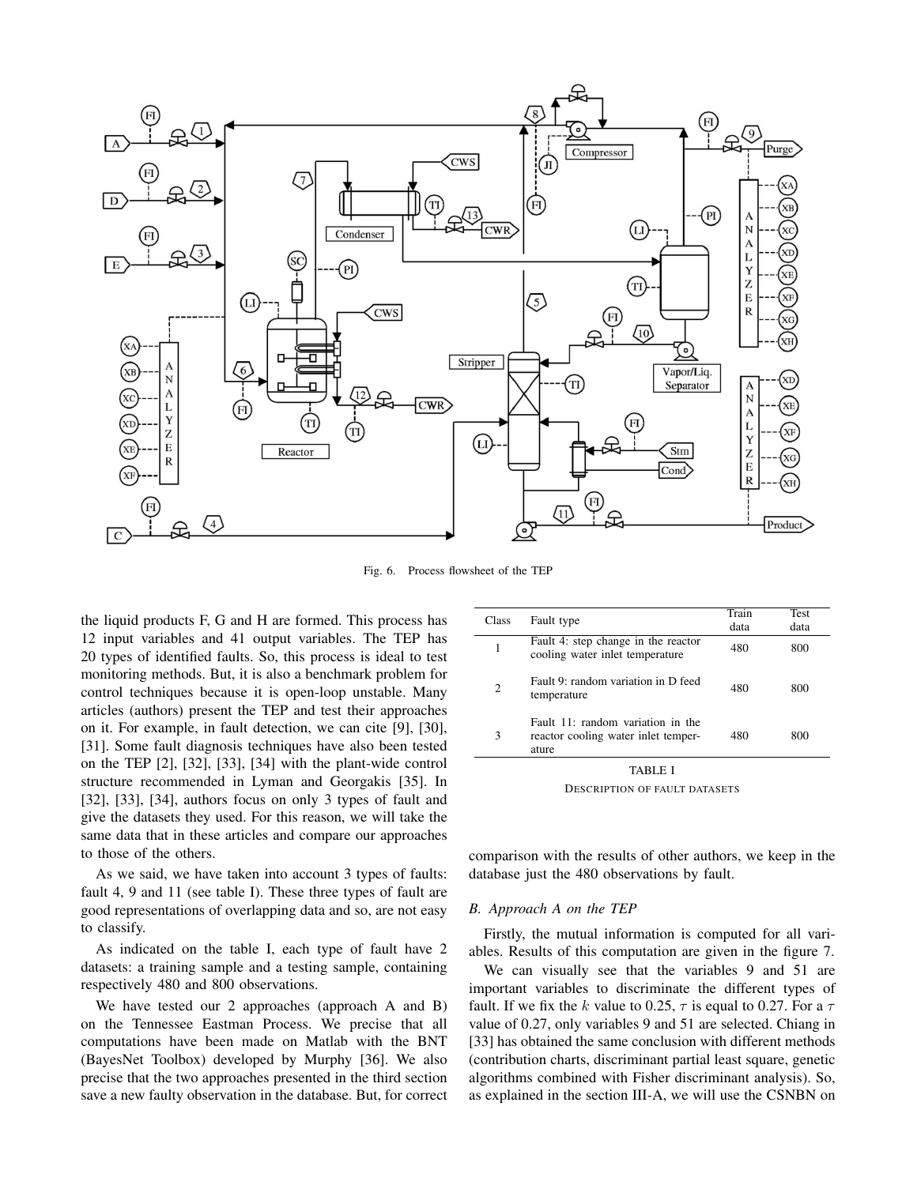Fig. 6. Process flowsheet of the TEP

the liquid products F, G and H are formed. This process has 12 input variables and 41 output variables. The TEP has 20 types of identified faults. So, this process is ideal to test monitoring methods. But, it is also a benchmark problem for control techniques because it is open-loop unstable. Many articles (authors) present the TEP and test their approaches on it. For example, in fault detection, we can cite [9], [30], [31]. Some fault diagnosis techniques have also been tested on the TEP [2], [32], [33], [34] with the plant-wide control structure recommended in Lyman and Georgakis [35]. In [32], [33], [34], authors focus on only 3 types of fault and give the datasets they used. For this reason, we will take the same data that in these articles and compare our approaches to those of the others.

As we said, we have taken into account 3 types of faults: fault 4, 9 and 11 (see table I). These three types of fault are good representations of overlapping data and so, are not easy to classify.

As indicated on the table I, each type of fault have 2 datasets: a training sample and a testing sample, containing respectively 480 and 800 observations.

We have tested our 2 approaches (approach A and B) on the Tennessee Eastman Process. We precise that all computations have been made on Matlab with the BNT (BayesNet Toolbox) developed by Murphy [36]. We also precise that the two approaches presented in the third section save a new faulty observation in the database. But, for correct comparison with the results of other authors, we keep in the database just the 480 observations by fault.

| Class | Fault type | Train data | Test data |
|---|---|---|---|
| 1 | Fault 4: step change in the reactor cooling water inlet temperature | 480 | 800 |
| 2 | Fault 9: random variation in D feed temperature | 480 | 800 |
| 3 | Fault 11: random variation in the reactor cooling water inlet temperature | 480 | 800 |

TABLE I

DESCRIPTION OF FAULT DATASETS

### B. Approach A on the TEP

Firstly, the mutual information is computed for all variables. Results of this computation are given in the figure 7.

We can visually see that the variables 9 and 51 are important variables to discriminate the different types of fault. If we fix the $k$ value to 0.25, $\tau$ is equal to 0.27. For a $\tau$ value of 0.27, only variables 9 and 51 are selected. Chiang in [33] has obtained the same conclusion with different methods (contribution charts, discriminant partial least square, genetic algorithms combined with Fisher discriminant analysis). So, as explained in the section III-A, we will use the CSNBN on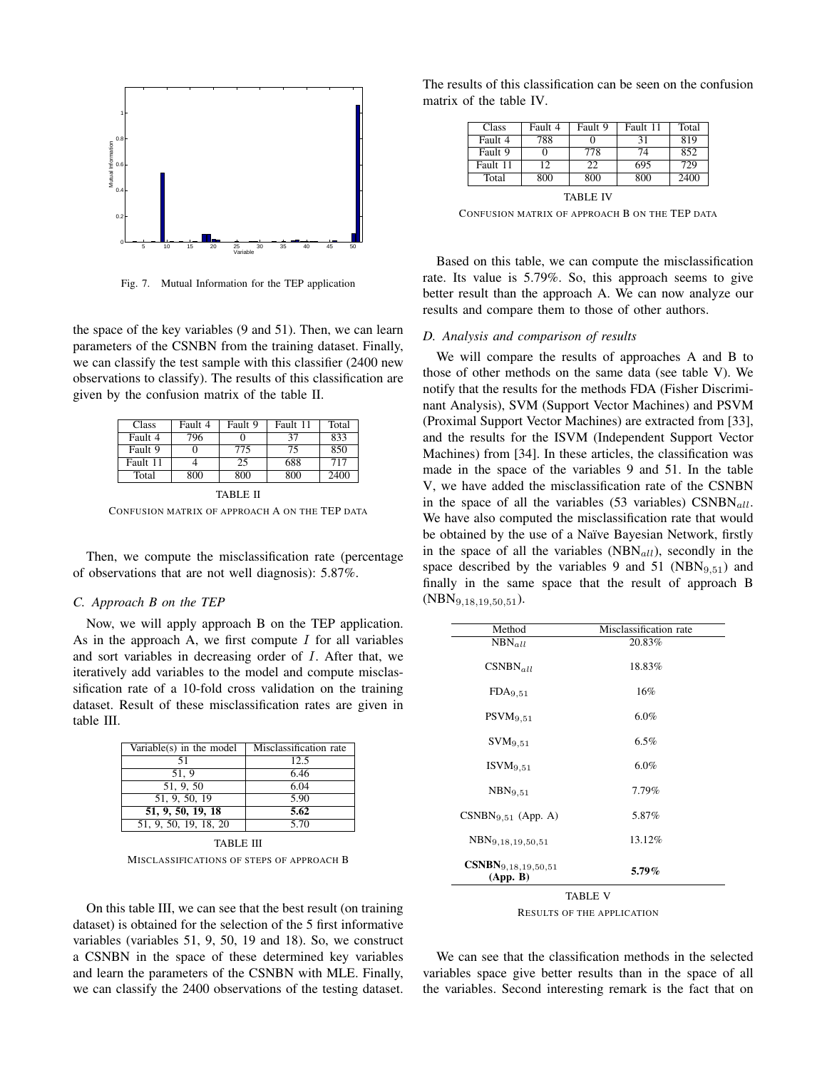Fig. 7. Mutual Information for the TEP application

the space of the key variables (9 and 51). Then, we can learn parameters of the CSNBN from the training dataset. Finally, we can classify the test sample with this classifier (2400 new observations to classify). The results of this classification are given by the confusion matrix of the table II.

| Class | Fault 4 | Fault 9 | Fault 11 | Total |
|---|---|---|---|---|
| Fault 4 | 796 | 0 | 37 | 833 |
| Fault 9 | 0 | 775 | 75 | 850 |
| Fault 11 | 4 | 25 | 688 | 717 |
| Total | 800 | 800 | 800 | 2400 |

TABLE II

CONFUSION MATRIX OF APPROACH A ON THE TEP DATA

Then, we compute the misclassification rate (percentage of observations that are not well diagnosis): 5.87%.

### C. Approach B on the TEP

Now, we will apply approach B on the TEP application. As in the approach A, we first compute $I$ for all variables and sort variables in decreasing order of $I$. After that, we iteratively add variables to the model and compute misclassification rate of a 10-fold cross validation on the training dataset. Result of these misclassification rates are given in table III.

| Variable(s) in the model | Misclassification rate |
|---|---|
| 51 | 12.5 |
| 51, 9 | 6.46 |
| 51, 9, 50 | 6.04 |
| 51, 9, 50, 19 | 5.90 |
| **51, 9, 50, 19, 18** | **5.62** |
| 51, 9, 50, 19, 18, 20 | 5.70 |

TABLE III

MISCLASSIFICATIONS OF STEPS OF APPROACH B

On this table III, we can see that the best result (on training dataset) is obtained for the selection of the 5 first informative variables (variables 51, 9, 50, 19 and 18). So, we construct a CSNBN in the space of these determined key variables and learn the parameters of the CSNBN with MLE. Finally, we can classify the 2400 observations of the testing dataset. The results of this classification can be seen on the confusion matrix of the table IV.

| Class | Fault 4 | Fault 9 | Fault 11 | Total |
|---|---|---|---|---|
| Fault 4 | 788 | 0 | 31 | 819 |
| Fault 9 | 0 | 778 | 74 | 852 |
| Fault 11 | 12 | 22 | 695 | 729 |
| Total | 800 | 800 | 800 | 2400 |

TABLE IV

CONFUSION MATRIX OF APPROACH B ON THE TEP DATA

Based on this table, we can compute the misclassification rate. Its value is 5.79%. So, this approach seems to give better result than the approach A. We can now analyze our results and compare them to those of other authors.

### D. Analysis and comparison of results

We will compare the results of approaches A and B to those of other methods on the same data (see table V). We notify that the results for the methods FDA (Fisher Discriminant Analysis), SVM (Support Vector Machines) and PSVM (Proximal Support Vector Machines) are extracted from [33], and the results for the ISVM (Independent Support Vector Machines) from [34]. In these articles, the classification was made in the space of the variables 9 and 51. In the table V, we have added the misclassification rate of the CSNBN in the space of all the variables (53 variables) $\text{CSNBN}_{all}$. We have also computed the misclassification rate that would be obtained by the use of a Naïve Bayesian Network, firstly in the space of all the variables ($\text{NBN}_{all}$), secondly in the space described by the variables 9 and 51 ($\text{NBN}_{9,51}$) and finally in the same space that the result of approach B ($\text{NBN}_{9,18,19,50,51}$).

| Method | Misclassification rate |
|---|---|
| $\text{NBN}_{all}$ | 20.83% |
| $\text{CSNBN}_{all}$ | 18.83% |
| $\text{FDA}_{9,51}$ | 16% |
| $\text{PSVM}_{9,51}$ | 6.0% |
| $\text{SVM}_{9,51}$ | 6.5% |
| $\text{ISVM}_{9,51}$ | 6.0% |
| $\text{NBN}_{9,51}$ | 7.79% |
| $\text{CSNBN}_{9,51}$ (App. A) | 5.87% |
| $\text{NBN}_{9,18,19,50,51}$ | 13.12% |
| **$\text{CSNBN}_{9,18,19,50,51}$ (App. B)** | **5.79%** |

TABLE V

RESULTS OF THE APPLICATION

We can see that the classification methods in the selected variables space give better results than in the space of all the variables. Second interesting remark is the fact that on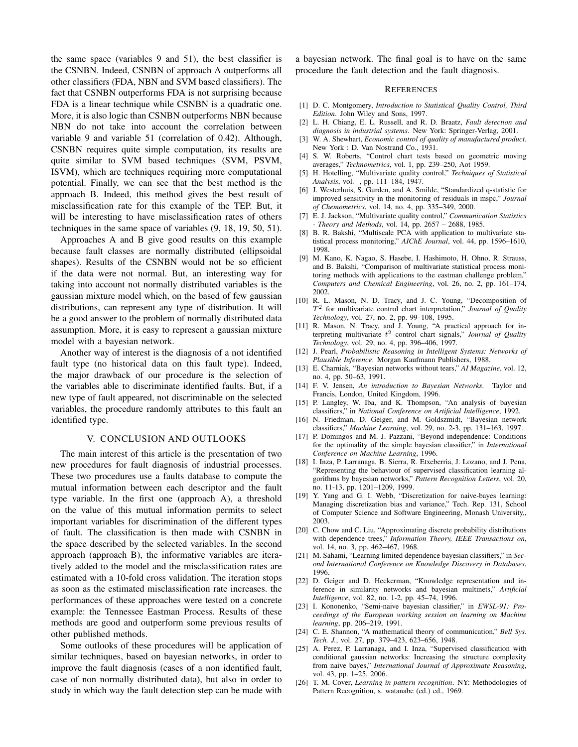the same space (variables 9 and 51), the best classifier is the CSNBN. Indeed, CSNBN of approach A outperforms all other classifiers (FDA, NBN and SVM based classifiers). The fact that CSNBN outperforms FDA is not surprising because FDA is a linear technique while CSNBN is a quadratic one. More, it is also logic than CSNBN outperforms NBN because NBN do not take into account the correlation between variable 9 and variable 51 (correlation of 0.42). Although, CSNBN requires quite simple computation, its results are quite similar to SVM based techniques (SVM, PSVM, ISVM), which are techniques requiring more computational potential. Finally, we can see that the best method is the approach B. Indeed, this method gives the best result of misclassification rate for this example of the TEP. But, it will be interesting to have misclassification rates of others techniques in the same space of variables (9, 18, 19, 50, 51).

Approaches A and B give good results on this example because fault classes are normally distributed (ellipsoidal shapes). Results of the CSNBN would not be so efficient if the data were not normal. But, an interesting way for taking into account not normally distributed variables is the gaussian mixture model which, on the based of few gaussian distributions, can represent any type of distribution. It will be a good answer to the problem of normally distributed data assumption. More, it is easy to represent a gaussian mixture model with a bayesian network.

Another way of interest is the diagnosis of a not identified fault type (no historical data on this fault type). Indeed, the major drawback of our procedure is the selection of the variables able to discriminate identified faults. But, if a new type of fault appeared, not discriminable on the selected variables, the procedure randomly attributes to this fault an identified type.

## V. CONCLUSION AND OUTLOOKS

The main interest of this article is the presentation of two new procedures for fault diagnosis of industrial processes. These two procedures use a faults database to compute the mutual information between each descriptor and the fault type variable. In the first one (approach A), a threshold on the value of this mutual information permits to select important variables for discrimination of the different types of fault. The classification is then made with CSNBN in the space described by the selected variables. In the second approach (approach B), the informative variables are iteratively added to the model and the misclassification rates are estimated with a 10-fold cross validation. The iteration stops as soon as the estimated misclassification rate increases. the performances of these approaches were tested on a concrete example: the Tennessee Eastman Process. Results of these methods are good and outperform some previous results of other published methods.

Some outlooks of these procedures will be application of similar techniques, based on bayesian networks, in order to improve the fault diagnosis (cases of a non identified fault, case of non normally distributed data), but also in order to study in which way the fault detection step can be made with a bayesian network. The final goal is to have on the same procedure the fault detection and the fault diagnosis.

## REFERENCES

[1] D. C. Montgomery, *Introduction to Statistical Quality Control, Third Edition*. John Wiley and Sons, 1997.

[2] L. H. Chiang, E. L. Russell, and R. D. Braatz, *Fault detection and diagnosis in industrial systems*. New York: Springer-Verlag, 2001.

[3] W. A. Shewhart, *Economic control of quality of manufactured product*. New York : D. Van Nostrand Co., 1931.

[4] S. W. Roberts, "Control chart tests based on geometric moving averages," *Technometrics*, vol. 1, pp. 239–250, Aot 1959.

[5] H. Hotelling, "Multivariate quality control," *Techniques of Statistical Analysis*, vol. , pp. 111–184, 1947.

[6] J. Westerhuis, S. Gurden, and A. Smilde, "Standardized q-statistic for improved sensitivity in the monitoring of residuals in mspc," *Journal of Chemometrics*, vol. 14, no. 4, pp. 335–349, 2000.

[7] E. J. Jackson, "Multivariate quality control," *Communication Statistics - Theory and Methods*, vol. 14, pp. 2657 – 2688, 1985.

[8] B. R. Bakshi, "Multiscale PCA with application to multivariate statistical process monitoring," *AIChE Journal*, vol. 44, pp. 1596–1610, 1998.

[9] M. Kano, K. Nagao, S. Hasebe, I. Hashimoto, H. Ohno, R. Strauss, and B. Bakshi, "Comparison of multivariate statistical process monitoring methods with applications to the eastman challenge problem," *Computers and Chemical Engineering*, vol. 26, no. 2, pp. 161–174, 2002.

[10] R. L. Mason, N. D. Tracy, and J. C. Young, "Decomposition of $T^2$ for multivariate control chart interpretation," *Journal of Quality Technology*, vol. 27, no. 2, pp. 99–108, 1995.

[11] R. Mason, N. Tracy, and J. Young, "A practical approach for interpreting multivariate $t^2$ control chart signals," *Journal of Quality Technology*, vol. 29, no. 4, pp. 396–406, 1997.

[12] J. Pearl, *Probabilistic Reasoning in Intelligent Systems: Networks of Plausible Inference*. Morgan Kaufmann Publishers, 1988.

[13] E. Charniak, "Bayesian networks without tears," *AI Magazine*, vol. 12, no. 4, pp. 50–63, 1991.

[14] F. V. Jensen, *An introduction to Bayesian Networks*. Taylor and Francis, London, United Kingdom, 1996.

[15] P. Langley, W. Iba, and K. Thompson, "An analysis of bayesian classifiers," in *National Conference on Artificial Intelligence*, 1992.

[16] N. Friedman, D. Geiger, and M. Goldszmidt, "Bayesian network classifiers," *Machine Learning*, vol. 29, no. 2-3, pp. 131–163, 1997.

[17] P. Domingos and M. J. Pazzani, "Beyond independence: Conditions for the optimality of the simple bayesian classifier," in *International Conference on Machine Learning*, 1996.

[18] I. Inza, P. Larranaga, B. Sierra, R. Etxeberria, J. Lozano, and J. Pena, "Representing the behaviour of supervised classification learning algorithms by bayesian networks," *Pattern Recognition Letters*, vol. 20, no. 11-13, pp. 1201–1209, 1999.

[19] Y. Yang and G. I. Webb, "Discretization for naive-bayes learning: Managing discretization bias and variance," Tech. Rep. 131, School of Computer Science and Software Engineering, Monash University,, 2003.

[20] C. Chow and C. Liu, "Approximating discrete probability distributions with dependence trees," *Information Theory, IEEE Transactions on*, vol. 14, no. 3, pp. 462–467, 1968.

[21] M. Sahami, "Learning limited dependence bayesian classifiers," in *Second International Conference on Knowledge Discovery in Databases*, 1996.

[22] D. Geiger and D. Heckerman, "Knowledge representation and inference in similarity networks and bayesian multinets," *Artificial Intelligence*, vol. 82, no. 1-2, pp. 45–74, 1996.

[23] I. Kononenko, "Semi-naive bayesian classifier," in *EWSL-91: Proceedings of the European working session on learning on Machine learning*, pp. 206–219, 1991.

[24] C. E. Shannon, "A mathematical theory of communication," *Bell Sys. Tech. J.*, vol. 27, pp. 379–423, 623–656, 1948.

[25] A. Perez, P. Larranaga, and I. Inza, "Supervised classification with conditional gaussian networks: Increasing the structure complexity from naive bayes," *International Journal of Approximate Reasoning*, vol. 43, pp. 1–25, 2006.

[26] T. M. Cover, *Learning in pattern recognition*. NY: Methodologies of Pattern Recognition, s. watanabe (ed.) ed., 1969.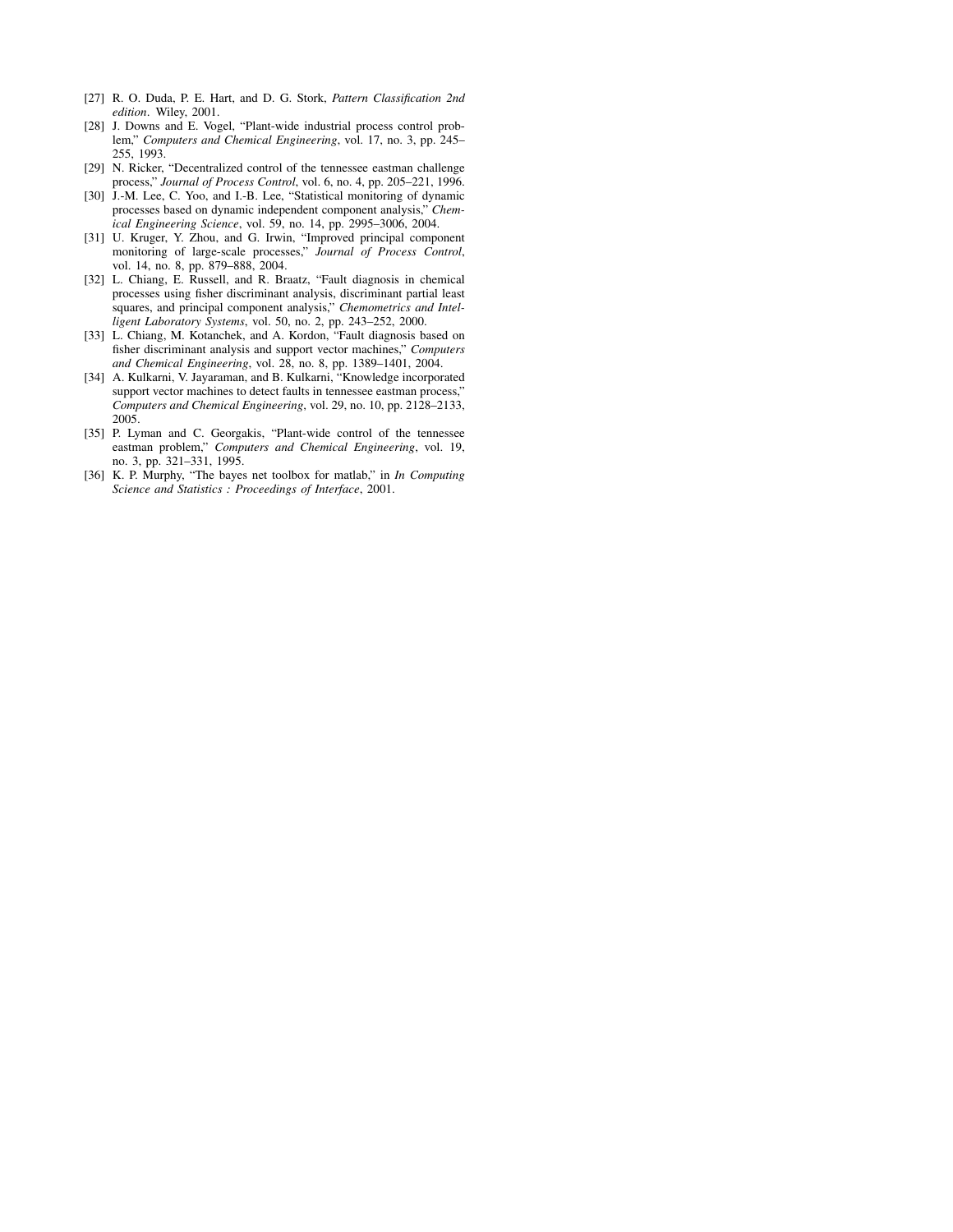[27] R. O. Duda, P. E. Hart, and D. G. Stork, *Pattern Classification 2nd edition*. Wiley, 2001.

[28] J. Downs and E. Vogel, "Plant-wide industrial process control problem," *Computers and Chemical Engineering*, vol. 17, no. 3, pp. 245–255, 1993.

[29] N. Ricker, "Decentralized control of the tennessee eastman challenge process," *Journal of Process Control*, vol. 6, no. 4, pp. 205–221, 1996.

[30] J.-M. Lee, C. Yoo, and I.-B. Lee, "Statistical monitoring of dynamic processes based on dynamic independent component analysis," *Chemical Engineering Science*, vol. 59, no. 14, pp. 2995–3006, 2004.

[31] U. Kruger, Y. Zhou, and G. Irwin, "Improved principal component monitoring of large-scale processes," *Journal of Process Control*, vol. 14, no. 8, pp. 879–888, 2004.

[32] L. Chiang, E. Russell, and R. Braatz, "Fault diagnosis in chemical processes using fisher discriminant analysis, discriminant partial least squares, and principal component analysis," *Chemometrics and Intelligent Laboratory Systems*, vol. 50, no. 2, pp. 243–252, 2000.

[33] L. Chiang, M. Kotanchek, and A. Kordon, "Fault diagnosis based on fisher discriminant analysis and support vector machines," *Computers and Chemical Engineering*, vol. 28, no. 8, pp. 1389–1401, 2004.

[34] A. Kulkarni, V. Jayaraman, and B. Kulkarni, "Knowledge incorporated support vector machines to detect faults in tennessee eastman process," *Computers and Chemical Engineering*, vol. 29, no. 10, pp. 2128–2133, 2005.

[35] P. Lyman and C. Georgakis, "Plant-wide control of the tennessee eastman problem," *Computers and Chemical Engineering*, vol. 19, no. 3, pp. 321–331, 1995.

[36] K. P. Murphy, "The bayes net toolbox for matlab," in *In Computing Science and Statistics : Proceedings of Interface*, 2001.